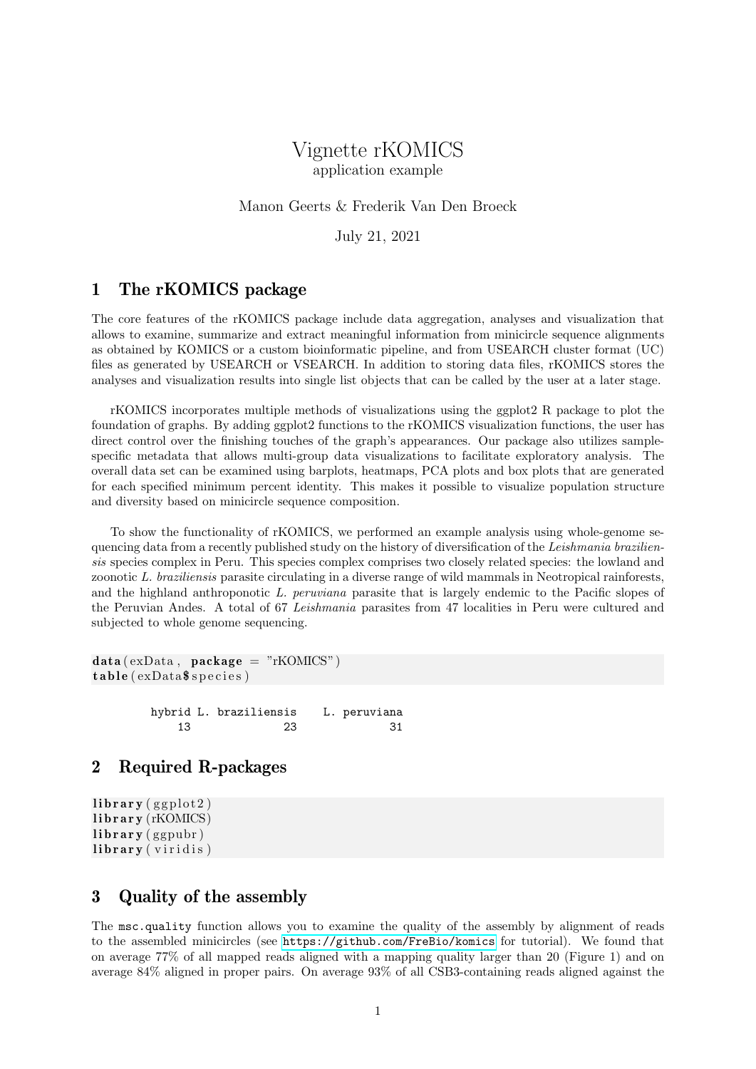# Vignette rKOMICS

application example

Manon Geerts & Frederik Van Den Broeck

July 21, 2021

## 1 The rKOMICS package

The core features of the rKOMICS package include data aggregation, analyses and visualization that allows to examine, summarize and extract meaningful information from minicircle sequence alignments as obtained by KOMICS or a custom bioinformatic pipeline, and from USEARCH cluster format (UC) files as generated by USEARCH or VSEARCH. In addition to storing data files, rKOMICS stores the analyses and visualization results into single list objects that can be called by the user at a later stage.

rKOMICS incorporates multiple methods of visualizations using the ggplot2 R package to plot the foundation of graphs. By adding ggplot2 functions to the rKOMICS visualization functions, the user has direct control over the finishing touches of the graph's appearances. Our package also utilizes sample-specific metadata that allows multi-group data visualizations to facilitate exploratory analysis. The overall data set can be examined using barplots, heatmaps, PCA plots and box plots that are generated for each specified minimum percent identity. This makes it possible to visualize population structure and diversity based on minicircle sequence composition.

To show the functionality of rKOMICS, we performed an example analysis using whole-genome sequencing data from a recently published study on the history of diversification of the *Leishmania braziliensis* species complex in Peru. This species complex comprises two closely related species: the lowland and zoonotic *L. braziliensis* parasite circulating in a diverse range of wild mammals in Neotropical rainforests, and the highland anthroponotic *L. peruviana* parasite that is largely endemic to the Pacific slopes of the Peruvian Andes. A total of 67 *Leishmania* parasites from 47 localities in Peru were cultured and subjected to whole genome sequencing.

```
data(exData, package = "rKOMICS")
table(exData$species)
```

```
        hybrid L. braziliensis    L. peruviana
            13              23              31
```

## 2 Required R-packages

```
library(ggplot2)
library(rKOMICS)
library(ggpubr)
library(viridis)
```

## 3 Quality of the assembly

The `msc.quality` function allows you to examine the quality of the assembly by alignment of reads to the assembled minicircles (see https://github.com/FreBio/komics for tutorial). We found that on average 77% of all mapped reads aligned with a mapping quality larger than 20 (Figure 1) and on average 84% aligned in proper pairs. On average 93% of all CSB3-containing reads aligned against the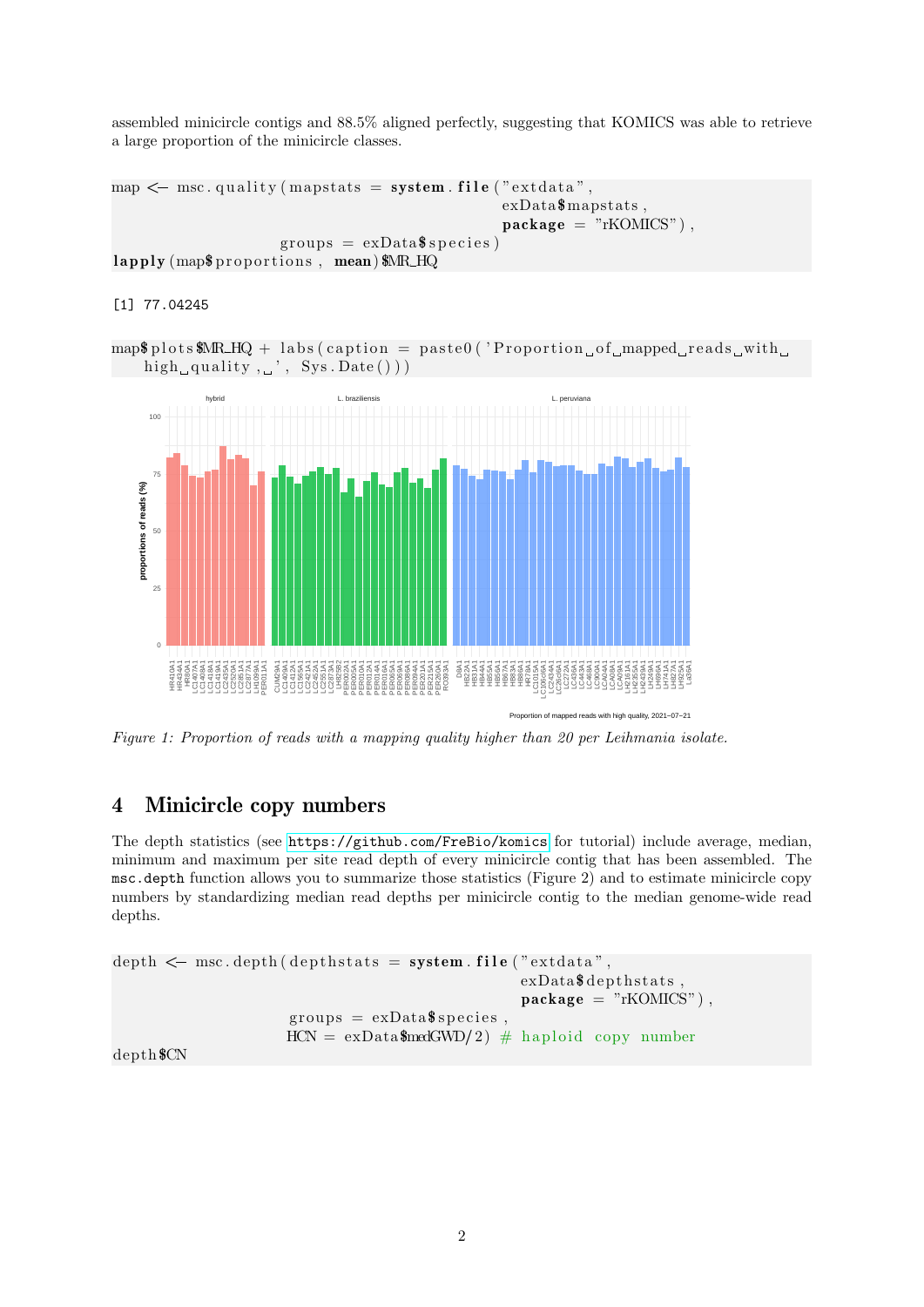assembled minicircle contigs and 88.5% aligned perfectly, suggesting that KOMICS was able to retrieve a large proportion of the minicircle classes.

```
map <- msc.quality(mapstats = system.file("extdata",
                                          exData$mapstats,
                                          package = "rKOMICS"),
                   groups = exData$species)
lapply(map$proportions, mean)$MR_HQ
```

```
[1] 77.04245
```

```
map$plots$MR_HQ + labs(caption = paste0('Proportion of mapped reads with
    high quality, ', Sys.Date()))
```

*Figure 1: Proportion of reads with a mapping quality higher than 20 per Leihmania isolate.*

## 4 Minicircle copy numbers

The depth statistics (see https://github.com/FreBio/komics for tutorial) include average, median, minimum and maximum per site read depth of every minicircle contig that has been assembled. The `msc.depth` function allows you to summarize those statistics (Figure 2) and to estimate minicircle copy numbers by standardizing median read depths per minicircle contig to the median genome-wide read depths.

```
depth <- msc.depth(depthstats = system.file("extdata",
                                            exData$depthstats,
                                            package = "rKOMICS"),
                   groups = exData$species,
                   HCN = exData$medGWD/2) # haploid copy number
depth$CN
```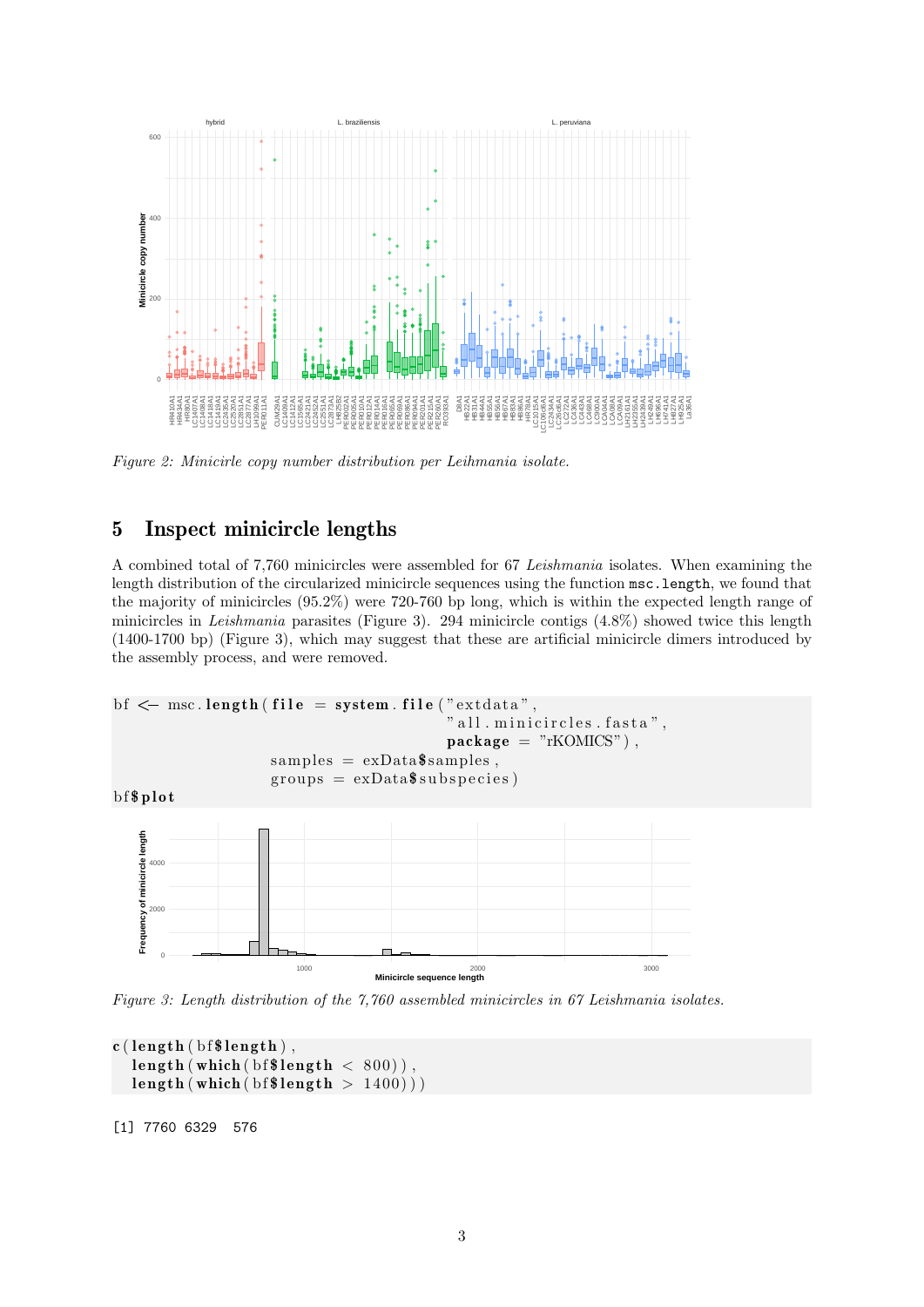Figure 2: *Minicirle copy number distribution per Leihmania isolate.*

## 5 Inspect minicircle lengths

A combined total of 7,760 minicircles were assembled for 67 *Leishmania* isolates. When examining the length distribution of the circularized minicircle sequences using the function `msc.length`, we found that the majority of minicircles (95.2%) were 720-760 bp long, which is within the expected length range of minicircles in *Leishmania* parasites (Figure 3). 294 minicircle contigs (4.8%) showed twice this length (1400-1700 bp) (Figure 3), which may suggest that these are artificial minicircle dimers introduced by the assembly process, and were removed.

```
bf <- msc.length(file = system.file("extdata",
                                    "all.minicircles.fasta",
                                    package = "rKOMICS"),
                 samples = exData$samples,
                 groups = exData$subspecies)
bf$plot
```

Figure 3: *Length distribution of the 7,760 assembled minicircles in 67 Leishmania isolates.*

```
c(length(bf$length),
  length(which(bf$length < 800)),
  length(which(bf$length > 1400)))
```

```
[1] 7760 6329  576
```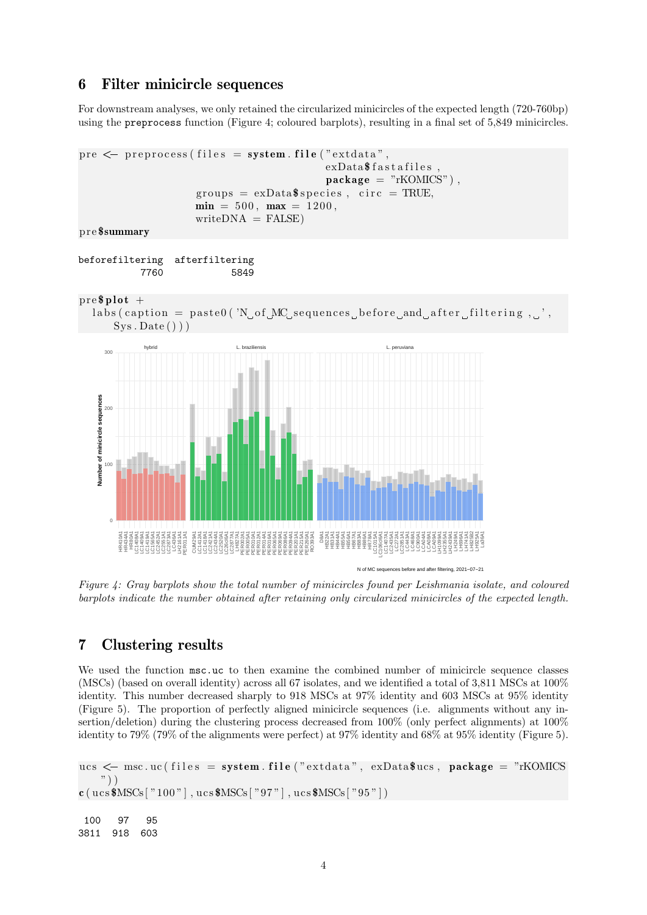## 6 Filter minicircle sequences

For downstream analyses, we only retained the circularized minicircles of the expected length (720-760bp) using the `preprocess` function (Figure 4; coloured barplots), resulting in a final set of 5,849 minicircles.

```
pre <- preprocess(files = system.file("extdata",
                                      exData$fastafiles,
                                      package = "rKOMICS"),
                  groups = exData$species, circ = TRUE,
                  min = 500, max = 1200,
                  writeDNA = FALSE)
pre$summary
```

```
beforefiltering  afterfiltering
           7760            5849
```

```
pre$plot +
  labs(caption = paste0('N of MC sequences before and after filtering, ',
    Sys.Date()))
```

*Figure 4: Gray barplots show the total number of minicircles found per Leishmania isolate, and coloured barplots indicate the number obtained after retaining only circularized minicircles of the expected length.*

## 7 Clustering results

We used the function `msc.uc` to then examine the combined number of minicircle sequence classes (MSCs) (based on overall identity) across all 67 isolates, and we identified a total of 3,811 MSCs at 100% identity. This number decreased sharply to 918 MSCs at 97% identity and 603 MSCs at 95% identity (Figure 5). The proportion of perfectly aligned minicircle sequences (i.e. alignments without any insertion/deletion) during the clustering process decreased from 100% (only perfect alignments) at 100% identity to 79% (79% of the alignments were perfect) at 97% identity and 68% at 95% identity (Figure 5).

```
ucs <- msc.uc(files = system.file("extdata", exData$ucs, package = "rKOMICS
    "))
c(ucs$MSCs["100"], ucs$MSCs["97"], ucs$MSCs["95"])
```

```
 100   97   95
3811  918  603
```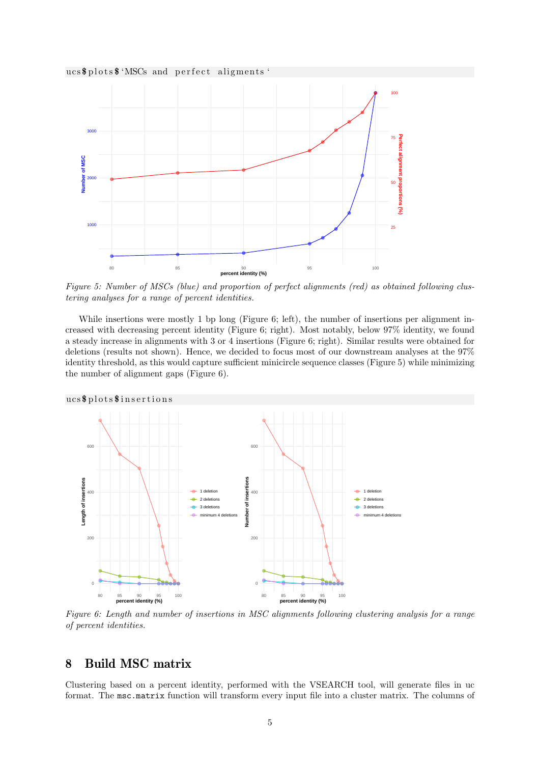```
ucs$plots$`MSCs and perfect aligments`
```

*Figure 5: Number of MSCs (blue) and proportion of perfect alignments (red) as obtained following clustering analyses for a range of percent identities.*

While insertions were mostly 1 bp long (Figure 6; left), the number of insertions per alignment increased with decreasing percent identity (Figure 6; right). Most notably, below 97% identity, we found a steady increase in alignments with 3 or 4 insertions (Figure 6; right). Similar results were obtained for deletions (results not shown). Hence, we decided to focus most of our downstream analyses at the 97% identity threshold, as this would capture sufficient minicircle sequence classes (Figure 5) while minimizing the number of alignment gaps (Figure 6).

```
ucs$plots$insertions
```

*Figure 6: Length and number of insertions in MSC alignments following clustering analysis for a range of percent identities.*

## 8 Build MSC matrix

Clustering based on a percent identity, performed with the VSEARCH tool, will generate files in uc format. The `msc.matrix` function will transform every input file into a cluster matrix. The columns of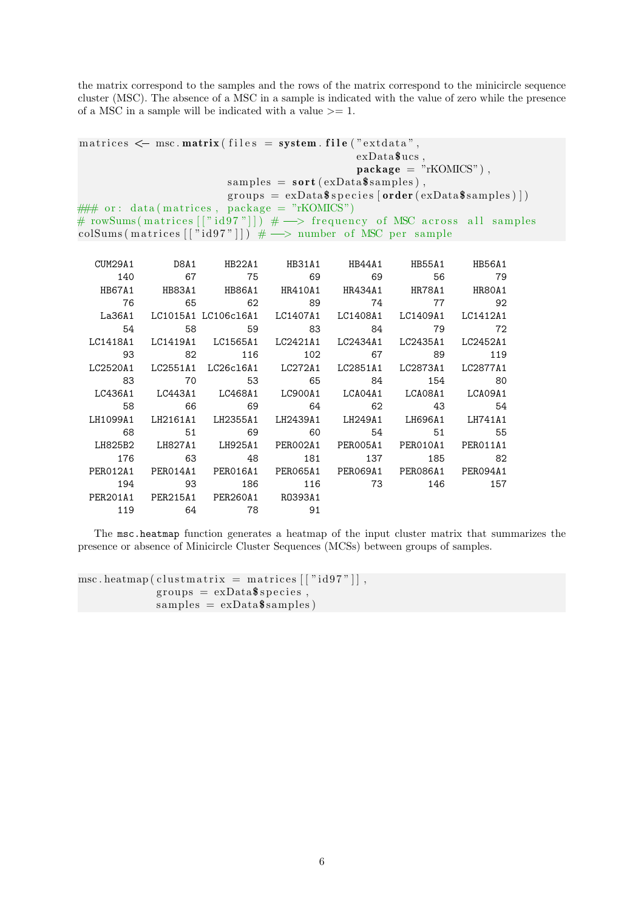the matrix correspond to the samples and the rows of the matrix correspond to the minicircle sequence cluster (MSC). The absence of a MSC in a sample is indicated with the value of zero while the presence of a MSC in a sample will be indicated with a value >= 1.

```
matrices <- msc.matrix(files = system.file("extdata",
                                           exData$ucs,
                                           package = "rKOMICS"),
                       samples = sort(exData$samples),
                       groups = exData$species[order(exData$samples)])
### or: data(matrices, package = "rKOMICS")
# rowSums(matrices[["id97"]]) # --> frequency of MSC across all samples
colSums(matrices[["id97"]]) # --> number of MSC per sample
```

```
  CUM29A1      D8A1    HB22A1    HB31A1    HB44A1    HB55A1    HB56A1 
      140        67        75        69        69        56        79 
   HB67A1    HB83A1    HB86A1   HR410A1   HR434A1    HR78A1    HR80A1 
       76        65        62        89        74        77        92 
   La36A1  LC1015A1 LC106cl6A1  LC1407A1  LC1408A1  LC1409A1  LC1412A1 
       54        58        59        83        84        79        72 
 LC1418A1  LC1419A1  LC1565A1  LC2421A1  LC2434A1  LC2435A1  LC2452A1 
       93        82       116       102        67        89       119 
 LC2520A1  LC2551A1 LC26cl6A1   LC272A1  LC2851A1  LC2873A1  LC2877A1 
       83        70        53        65        84       154        80 
  LC436A1   LC443A1   LC468A1   LC900A1   LCA04A1   LCA08A1   LCA09A1 
       58        66        69        64        62        43        54 
 LH1099A1  LH2161A1  LH2355A1  LH2439A1   LH249A1   LH696A1   LH741A1 
       68        51        69        60        54        51        55 
  LH825B2   LH827A1   LH925A1  PER002A1  PER005A1  PER010A1  PER011A1 
      176        63        48       181       137       185        82 
 PER012A1  PER014A1  PER016A1  PER065A1  PER069A1  PER086A1  PER094A1 
      194        93       186       116        73       146       157 
 PER201A1  PER215A1  PER260A1   R0393A1 
      119        64        78        91 
```

The `msc.heatmap` function generates a heatmap of the input cluster matrix that summarizes the presence or absence of Minicircle Cluster Sequences (MCSs) between groups of samples.

```
msc.heatmap(clustmatrix = matrices[["id97"]],
            groups = exData$species,
            samples = exData$samples)
```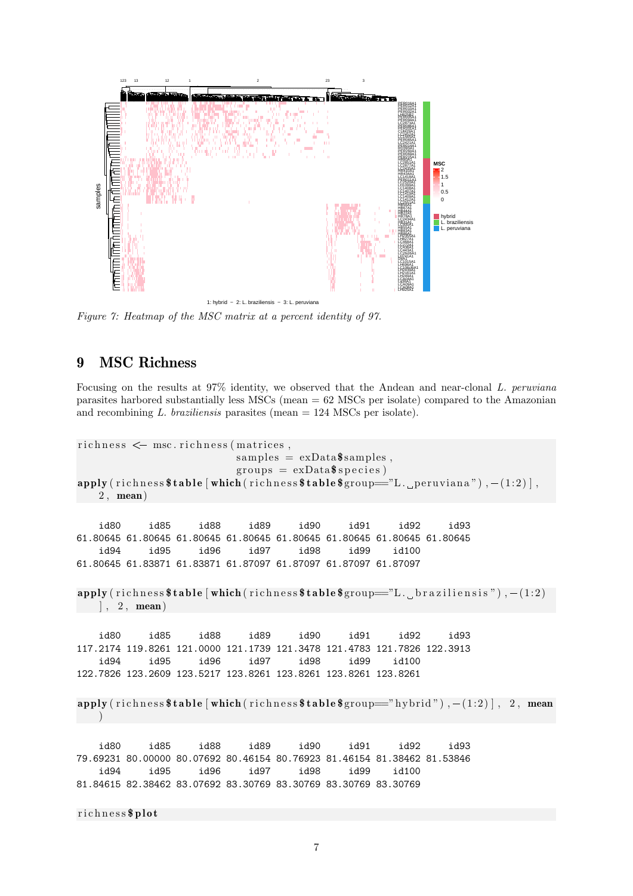*Figure 7: Heatmap of the MSC matrix at a percent identity of 97.*

## 9 MSC Richness

Focusing on the results at 97% identity, we observed that the Andean and near-clonal *L. peruviana* parasites harbored substantially less MSCs (mean = 62 MSCs per isolate) compared to the Amazonian and recombining *L. braziliensis* parasites (mean = 124 MSCs per isolate).

```
richness <- msc.richness(matrices,
                         samples = exData$samples,
                         groups = exData$species)
apply(richness$table[which(richness$table$group=="L. peruviana"),-(1:2)],
    2, mean)
```

```
    id80     id85     id88     id89     id90     id91     id92     id93 
61.80645 61.80645 61.80645 61.80645 61.80645 61.80645 61.80645 61.80645 
    id94     id95     id96     id97     id98     id99    id100 
61.80645 61.83871 61.83871 61.87097 61.87097 61.87097 61.87097 
```

```
apply(richness$table[which(richness$table$group=="L. braziliensis"),-(1:2)
    ], 2, mean)
```

```
    id80     id85     id88     id89     id90     id91     id92     id93 
117.2174 119.8261 121.0000 121.1739 121.3478 121.4783 121.7826 122.3913 
    id94     id95     id96     id97     id98     id99    id100 
122.7826 123.2609 123.5217 123.8261 123.8261 123.8261 123.8261 
```

```
apply(richness$table[which(richness$table$group=="hybrid"),-(1:2)], 2, mean
    )
```

```
    id80     id85     id88     id89     id90     id91     id92     id93 
79.69231 80.00000 80.07692 80.46154 80.76923 81.46154 81.38462 81.53846 
    id94     id95     id96     id97     id98     id99    id100 
81.84615 82.38462 83.07692 83.30769 83.30769 83.30769 83.30769 
```

```
richness$plot
```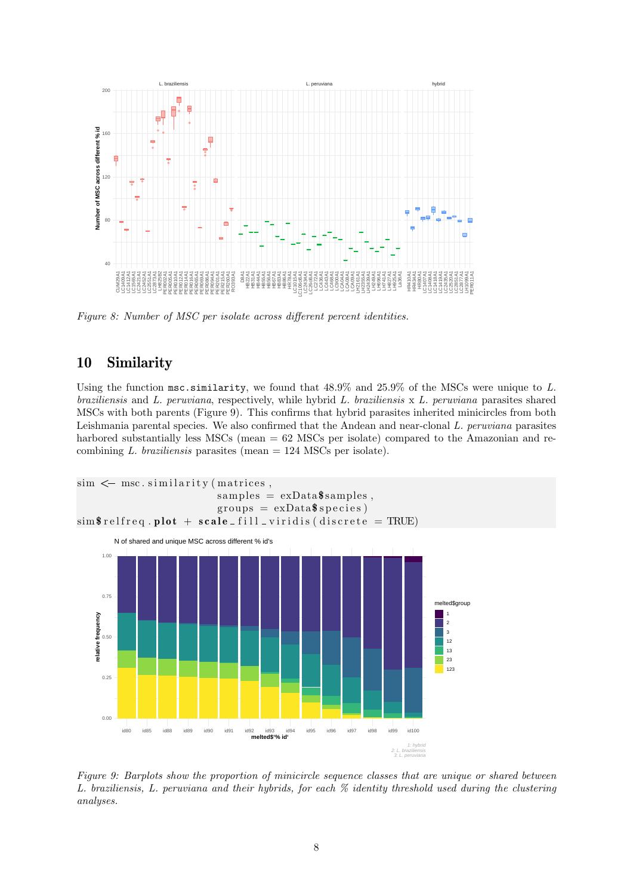*Figure 8: Number of MSC per isolate across different percent identities.*

# 10 Similarity

Using the function `msc.similarity`, we found that 48.9% and 25.9% of the MSCs were unique to *L. braziliensis* and *L. peruviana*, respectively, while hybrid *L. braziliensis* x *L. peruviana* parasites shared MSCs with both parents (Figure 9). This confirms that hybrid parasites inherited minicircles from both Leishmania parental species. We also confirmed that the Andean and near-clonal *L. peruviana* parasites harbored substantially less MSCs (mean = 62 MSCs per isolate) compared to the Amazonian and recombining *L. braziliensis* parasites (mean = 124 MSCs per isolate).

```
sim <- msc.similarity(matrices,
                      samples = exData$samples,
                      groups = exData$species)
sim$relfreq.plot + scale_fill_viridis(discrete = TRUE)
```

*Figure 9: Barplots show the proportion of minicircle sequence classes that are unique or shared between L. braziliensis, L. peruviana and their hybrids, for each % identity threshold used during the clustering analyses.*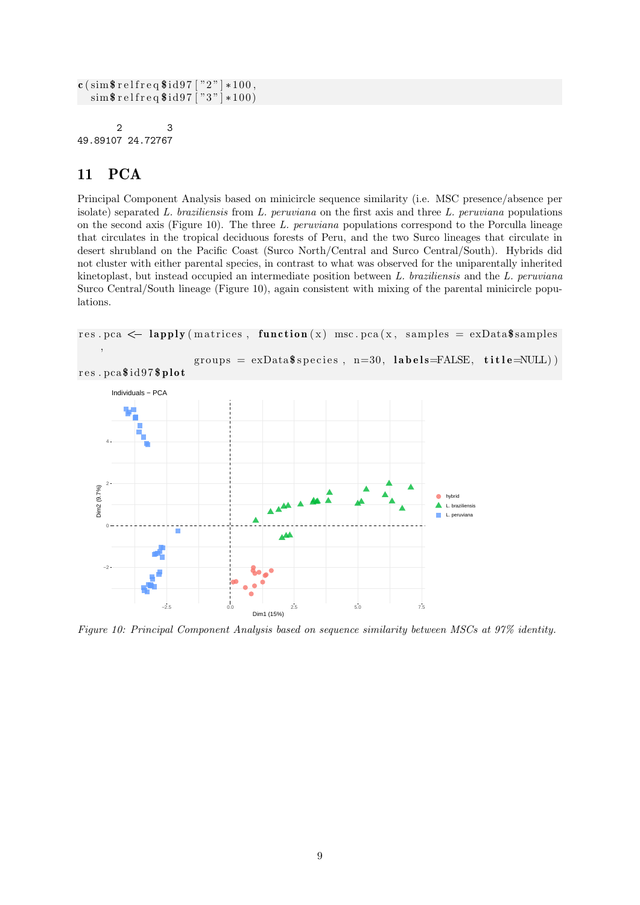```
c(sim$relfreq$id97["2"]*100,
  sim$relfreq$id97["3"]*100)
```

```
       2        3
49.89107 24.72767
```

# 11 PCA

Principal Component Analysis based on minicircle sequence similarity (i.e. MSC presence/absence per isolate) separated *L. braziliensis* from *L. peruviana* on the first axis and three *L. peruviana* populations on the second axis (Figure 10). The three *L. peruviana* populations correspond to the Porculla lineage that circulates in the tropical deciduous forests of Peru, and the two Surco lineages that circulate in desert shrubland on the Pacific Coast (Surco North/Central and Surco Central/South). Hybrids did not cluster with either parental species, in contrast to what was observed for the uniparentally inherited kinetoplast, but instead occupied an intermediate position between *L. braziliensis* and the *L. peruviana* Surco Central/South lineage (Figure 10), again consistent with mixing of the parental minicircle populations.

```
res.pca <- lapply(matrices, function(x) msc.pca(x, samples = exData$samples
    ,
                          groups = exData$species, n=30, labels=FALSE, title=NULL))
res.pca$id97$plot
```

Individuals − PCA

Dim2 (9.7%)

4

2

0

-2

-2.5

0.0

2.5

5.0

7.5

Dim1 (15%)

hybrid

L. braziliensis

L. peruviana

*Figure 10: Principal Component Analysis based on sequence similarity between MSCs at 97% identity.*